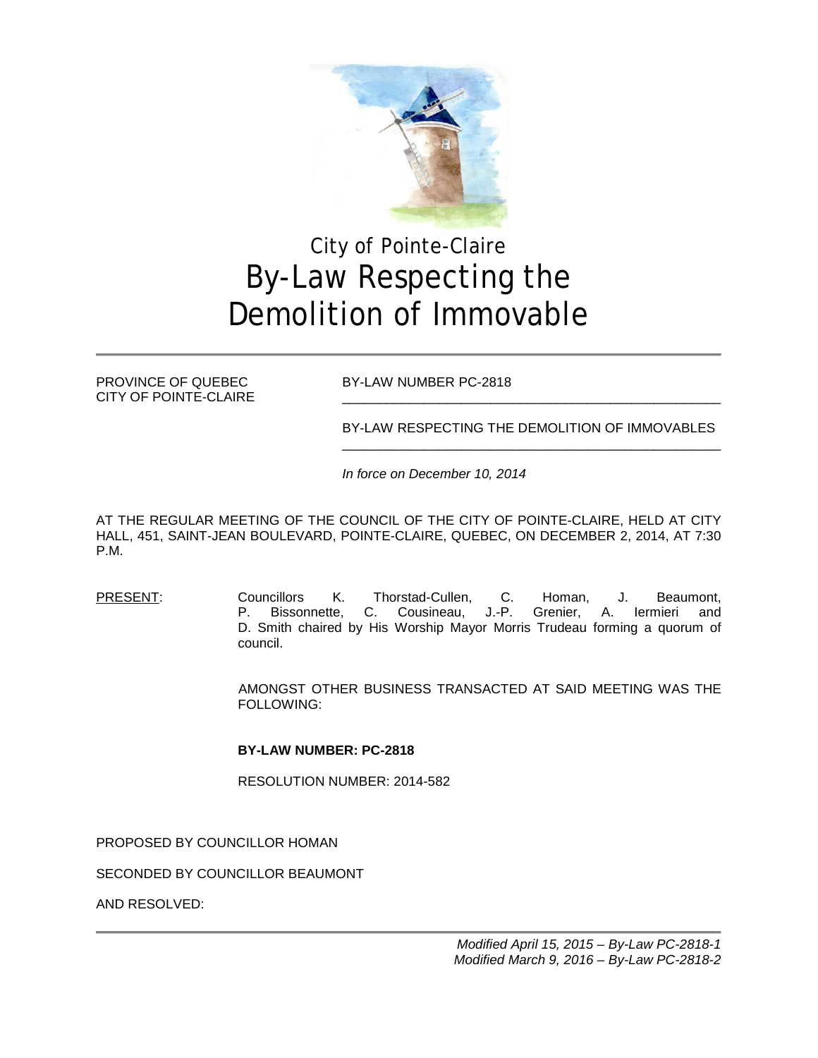# City of Pointe-Claire

# By-Law Respecting the Demolition of Immovable

PROVINCE OF QUEBEC
CITY OF POINTE-CLAIRE

BY-LAW NUMBER PC-2818

BY-LAW RESPECTING THE DEMOLITION OF IMMOVABLES

*In force on December 10, 2014*

AT THE REGULAR MEETING OF THE COUNCIL OF THE CITY OF POINTE-CLAIRE, HELD AT CITY HALL, 451, SAINT-JEAN BOULEVARD, POINTE-CLAIRE, QUEBEC, ON DECEMBER 2, 2014, AT 7:30 P.M.

PRESENT: Councillors K. Thorstad-Cullen, C. Homan, J. Beaumont, P. Bissonnette, C. Cousineau, J.-P. Grenier, A. Iermieri and D. Smith chaired by His Worship Mayor Morris Trudeau forming a quorum of council.

AMONGST OTHER BUSINESS TRANSACTED AT SAID MEETING WAS THE FOLLOWING:

**BY-LAW NUMBER: PC-2818**

RESOLUTION NUMBER: 2014-582

PROPOSED BY COUNCILLOR HOMAN

SECONDED BY COUNCILLOR BEAUMONT

AND RESOLVED:

*Modified April 15, 2015 – By-Law PC-2818-1*
*Modified March 9, 2016 – By-Law PC-2818-2*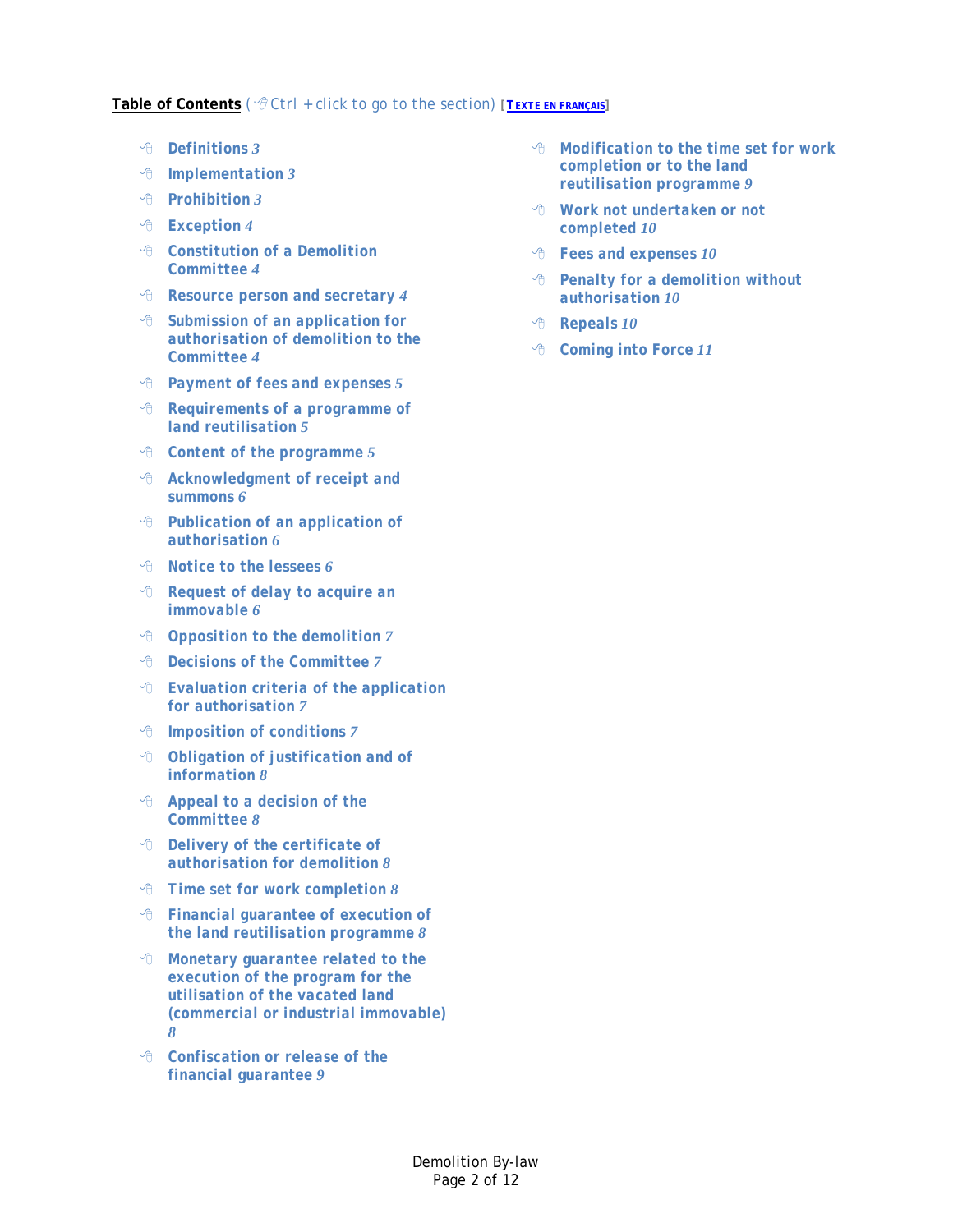**Table of Contents** ( Ctrl + click to go to the section) [TEXTE EN FRANÇAIS]

- **Definitions** *3*
- **Implementation** *3*
- **Prohibition** *3*
- **Exception** *4*
- **Constitution of a Demolition Committee** *4*
- **Resource person and secretary** *4*
- **Submission of an application for authorisation of demolition to the Committee** *4*
- **Payment of fees and expenses** *5*
- **Requirements of a programme of land reutilisation** *5*
- **Content of the programme** *5*
- **Acknowledgment of receipt and summons** *6*
- **Publication of an application of authorisation** *6*
- **Notice to the lessees** *6*
- **Request of delay to acquire an immovable** *6*
- **Opposition to the demolition** *7*
- **Decisions of the Committee** *7*
- **Evaluation criteria of the application for authorisation** *7*
- **Imposition of conditions** *7*
- **Obligation of justification and of information** *8*
- **Appeal to a decision of the Committee** *8*
- **Delivery of the certificate of authorisation for demolition** *8*
- **Time set for work completion** *8*
- **Financial guarantee of execution of the land reutilisation programme** *8*
- **Monetary guarantee related to the execution of the program for the utilisation of the vacated land (commercial or industrial immovable)** *8*
- **Confiscation or release of the financial guarantee** *9*
- **Modification to the time set for work completion or to the land reutilisation programme** *9*
- **Work not undertaken or not completed** *10*
- **Fees and expenses** *10*
- **Penalty for a demolition without authorisation** *10*
- **Repeals** *10*
- **Coming into Force** *11*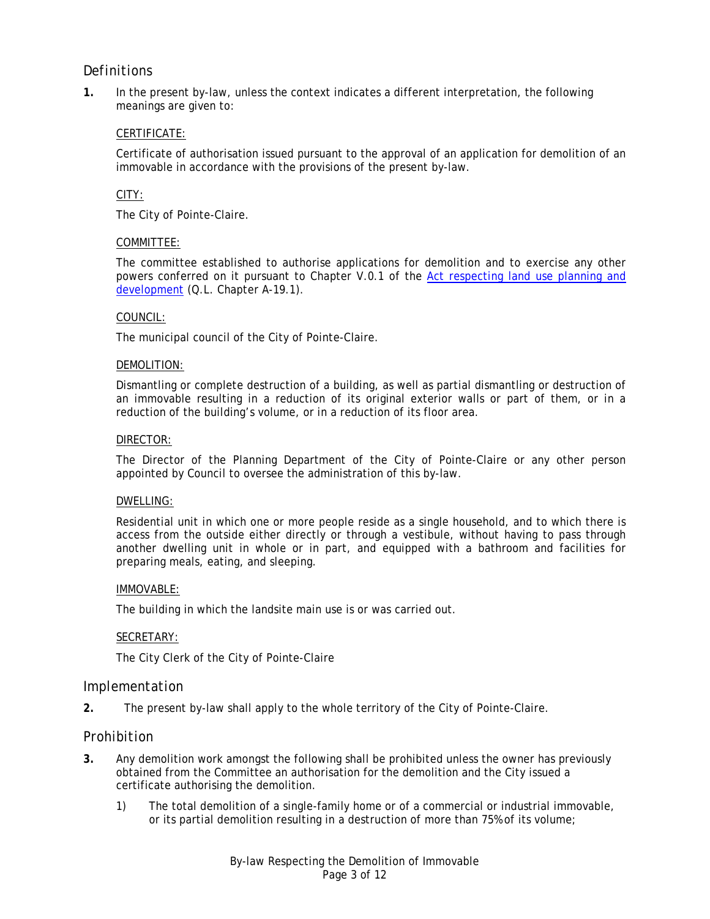## Definitions

**1.** In the present by-law, unless the context indicates a different interpretation, the following meanings are given to:

CERTIFICATE:

Certificate of authorisation issued pursuant to the approval of an application for demolition of an immovable in accordance with the provisions of the present by-law.

CITY:

The City of Pointe-Claire.

COMMITTEE:

The committee established to authorise applications for demolition and to exercise any other powers conferred on it pursuant to Chapter V.0.1 of the Act respecting land use planning and development (Q.L. Chapter A-19.1).

COUNCIL:

The municipal council of the City of Pointe-Claire.

DEMOLITION:

Dismantling or complete destruction of a building, as well as partial dismantling or destruction of an immovable resulting in a reduction of its original exterior walls or part of them, or in a reduction of the building's volume, or in a reduction of its floor area.

DIRECTOR:

The Director of the Planning Department of the City of Pointe-Claire or any other person appointed by Council to oversee the administration of this by-law.

DWELLING:

Residential unit in which one or more people reside as a single household, and to which there is access from the outside either directly or through a vestibule, without having to pass through another dwelling unit in whole or in part, and equipped with a bathroom and facilities for preparing meals, eating, and sleeping.

IMMOVABLE:

The building in which the landsite main use is or was carried out.

SECRETARY:

The City Clerk of the City of Pointe-Claire

## Implementation

**2.** The present by-law shall apply to the whole territory of the City of Pointe-Claire.

## Prohibition

**3.** Any demolition work amongst the following shall be prohibited unless the owner has previously obtained from the Committee an authorisation for the demolition and the City issued a certificate authorising the demolition.

1) The total demolition of a single-family home or of a commercial or industrial immovable, or its partial demolition resulting in a destruction of more than 75% of its volume;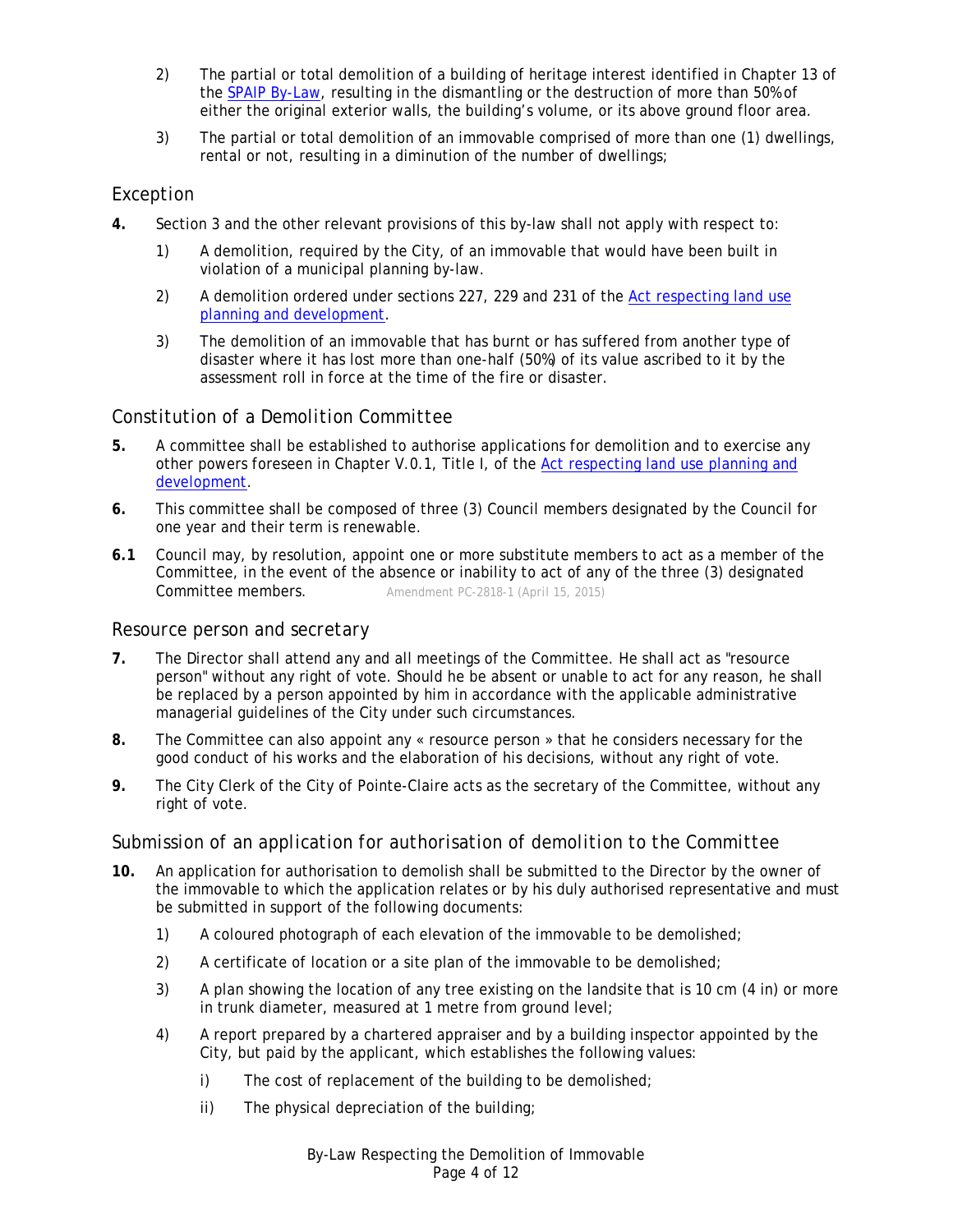2) The partial or total demolition of a building of heritage interest identified in Chapter 13 of the SPAIP By-Law, resulting in the dismantling or the destruction of more than 50% of either the original exterior walls, the building's volume, or its above ground floor area.

3) The partial or total demolition of an immovable comprised of more than one (1) dwellings, rental or not, resulting in a diminution of the number of dwellings;

## Exception

**4.** Section 3 and the other relevant provisions of this by-law shall not apply with respect to:

1) A demolition, required by the City, of an immovable that would have been built in violation of a municipal planning by-law.

2) A demolition ordered under sections 227, 229 and 231 of the Act respecting land use planning and development.

3) The demolition of an immovable that has burnt or has suffered from another type of disaster where it has lost more than one-half (50%) of its value ascribed to it by the assessment roll in force at the time of the fire or disaster.

## Constitution of a Demolition Committee

**5.** A committee shall be established to authorise applications for demolition and to exercise any other powers foreseen in Chapter V.0.1, Title I, of the Act respecting land use planning and development.

**6.** This committee shall be composed of three (3) Council members designated by the Council for one year and their term is renewable.

**6.1** Council may, by resolution, appoint one or more substitute members to act as a member of the Committee, in the event of the absence or inability to act of any of the three (3) designated Committee members. Amendment PC-2818-1 (April 15, 2015)

## Resource person and secretary

**7.** The Director shall attend any and all meetings of the Committee. He shall act as "resource person" without any right of vote. Should he be absent or unable to act for any reason, he shall be replaced by a person appointed by him in accordance with the applicable administrative managerial guidelines of the City under such circumstances.

**8.** The Committee can also appoint any « resource person » that he considers necessary for the good conduct of his works and the elaboration of his decisions, without any right of vote.

**9.** The City Clerk of the City of Pointe-Claire acts as the secretary of the Committee, without any right of vote.

## Submission of an application for authorisation of demolition to the Committee

**10.** An application for authorisation to demolish shall be submitted to the Director by the owner of the immovable to which the application relates or by his duly authorised representative and must be submitted in support of the following documents:

1) A coloured photograph of each elevation of the immovable to be demolished;

2) A certificate of location or a site plan of the immovable to be demolished;

3) A plan showing the location of any tree existing on the landsite that is 10 cm (4 in) or more in trunk diameter, measured at 1 metre from ground level;

4) A report prepared by a chartered appraiser and by a building inspector appointed by the City, but paid by the applicant, which establishes the following values:

   i) The cost of replacement of the building to be demolished;

   ii) The physical depreciation of the building;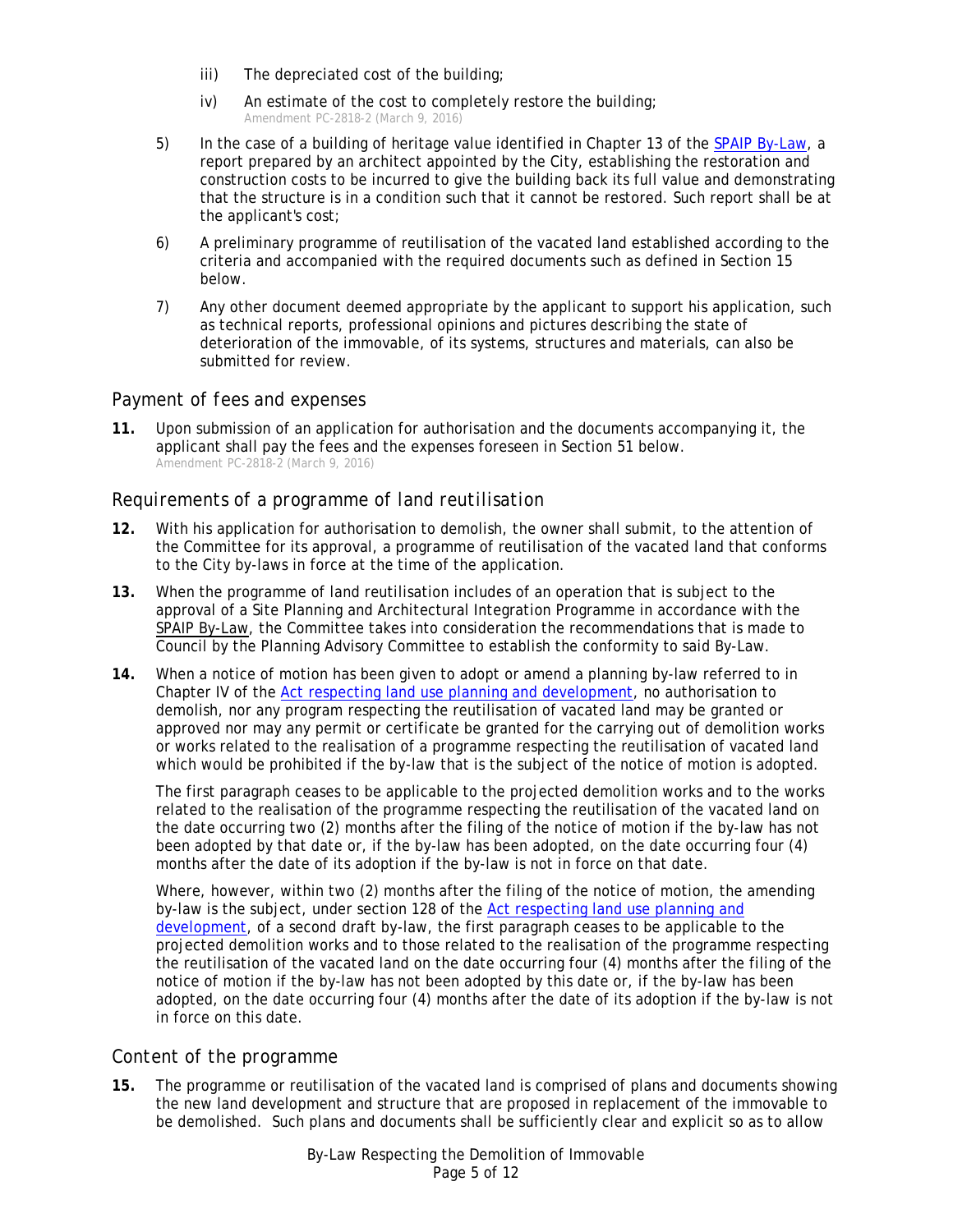iii) The depreciated cost of the building;

iv) An estimate of the cost to completely restore the building;
Amendment PC-2818-2 (March 9, 2016)

5) In the case of a building of heritage value identified in Chapter 13 of the SPAIP By-Law, a report prepared by an architect appointed by the City, establishing the restoration and construction costs to be incurred to give the building back its full value and demonstrating that the structure is in a condition such that it cannot be restored. Such report shall be at the applicant's cost;

6) A preliminary programme of reutilisation of the vacated land established according to the criteria and accompanied with the required documents such as defined in Section 15 below.

7) Any other document deemed appropriate by the applicant to support his application, such as technical reports, professional opinions and pictures describing the state of deterioration of the immovable, of its systems, structures and materials, can also be submitted for review.

## Payment of fees and expenses

**11.** Upon submission of an application for authorisation and the documents accompanying it, the applicant shall pay the fees and the expenses foreseen in Section 51 below.
Amendment PC-2818-2 (March 9, 2016)

## Requirements of a programme of land reutilisation

**12.** With his application for authorisation to demolish, the owner shall submit, to the attention of the Committee for its approval, a programme of reutilisation of the vacated land that conforms to the City by-laws in force at the time of the application.

**13.** When the programme of land reutilisation includes of an operation that is subject to the approval of a Site Planning and Architectural Integration Programme in accordance with the SPAIP By-Law, the Committee takes into consideration the recommendations that is made to Council by the Planning Advisory Committee to establish the conformity to said By-Law.

**14.** When a notice of motion has been given to adopt or amend a planning by-law referred to in Chapter IV of the Act respecting land use planning and development, no authorisation to demolish, nor any program respecting the reutilisation of vacated land may be granted or approved nor may any permit or certificate be granted for the carrying out of demolition works or works related to the realisation of a programme respecting the reutilisation of vacated land which would be prohibited if the by-law that is the subject of the notice of motion is adopted.

The first paragraph ceases to be applicable to the projected demolition works and to the works related to the realisation of the programme respecting the reutilisation of the vacated land on the date occurring two (2) months after the filing of the notice of motion if the by-law has not been adopted by that date or, if the by-law has been adopted, on the date occurring four (4) months after the date of its adoption if the by-law is not in force on that date.

Where, however, within two (2) months after the filing of the notice of motion, the amending by-law is the subject, under section 128 of the Act respecting land use planning and development, of a second draft by-law, the first paragraph ceases to be applicable to the projected demolition works and to those related to the realisation of the programme respecting the reutilisation of the vacated land on the date occurring four (4) months after the filing of the notice of motion if the by-law has not been adopted by this date or, if the by-law has been adopted, on the date occurring four (4) months after the date of its adoption if the by-law is not in force on this date.

## Content of the programme

**15.** The programme or reutilisation of the vacated land is comprised of plans and documents showing the new land development and structure that are proposed in replacement of the immovable to be demolished. Such plans and documents shall be sufficiently clear and explicit so as to allow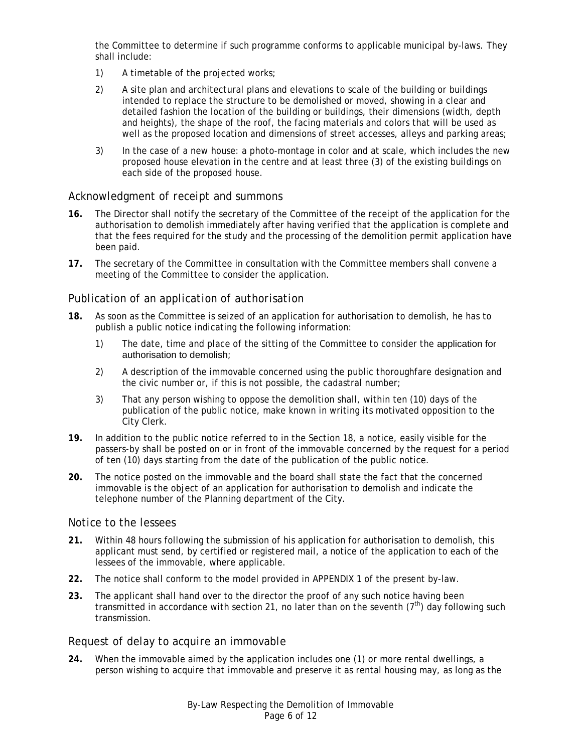the Committee to determine if such programme conforms to applicable municipal by-laws. They shall include:

1) A timetable of the projected works;

2) A site plan and architectural plans and elevations to scale of the building or buildings intended to replace the structure to be demolished or moved, showing in a clear and detailed fashion the location of the building or buildings, their dimensions (width, depth and heights), the shape of the roof, the facing materials and colors that will be used as well as the proposed location and dimensions of street accesses, alleys and parking areas;

3) In the case of a new house: a photo-montage in color and at scale, which includes the new proposed house elevation in the centre and at least three (3) of the existing buildings on each side of the proposed house.

## Acknowledgment of receipt and summons

**16.** The Director shall notify the secretary of the Committee of the receipt of the application for the authorisation to demolish immediately after having verified that the application is complete and that the fees required for the study and the processing of the demolition permit application have been paid.

**17.** The secretary of the Committee in consultation with the Committee members shall convene a meeting of the Committee to consider the application.

## Publication of an application of authorisation

**18.** As soon as the Committee is seized of an application for authorisation to demolish, he has to publish a public notice indicating the following information:

1) The date, time and place of the sitting of the Committee to consider the application for authorisation to demolish;

2) A description of the immovable concerned using the public thoroughfare designation and the civic number or, if this is not possible, the cadastral number;

3) That any person wishing to oppose the demolition shall, within ten (10) days of the publication of the public notice, make known in writing its motivated opposition to the City Clerk.

**19.** In addition to the public notice referred to in the Section 18, a notice, easily visible for the passers-by shall be posted on or in front of the immovable concerned by the request for a period of ten (10) days starting from the date of the publication of the public notice.

**20.** The notice posted on the immovable and the board shall state the fact that the concerned immovable is the object of an application for authorisation to demolish and indicate the telephone number of the Planning department of the City.

## Notice to the lessees

**21.** Within 48 hours following the submission of his application for authorisation to demolish, this applicant must send, by certified or registered mail, a notice of the application to each of the lessees of the immovable, where applicable.

**22.** The notice shall conform to the model provided in APPENDIX 1 of the present by-law.

**23.** The applicant shall hand over to the director the proof of any such notice having been transmitted in accordance with section 21, no later than on the seventh ($7^{th}$) day following such transmission.

## Request of delay to acquire an immovable

**24.** When the immovable aimed by the application includes one (1) or more rental dwellings, a person wishing to acquire that immovable and preserve it as rental housing may, as long as the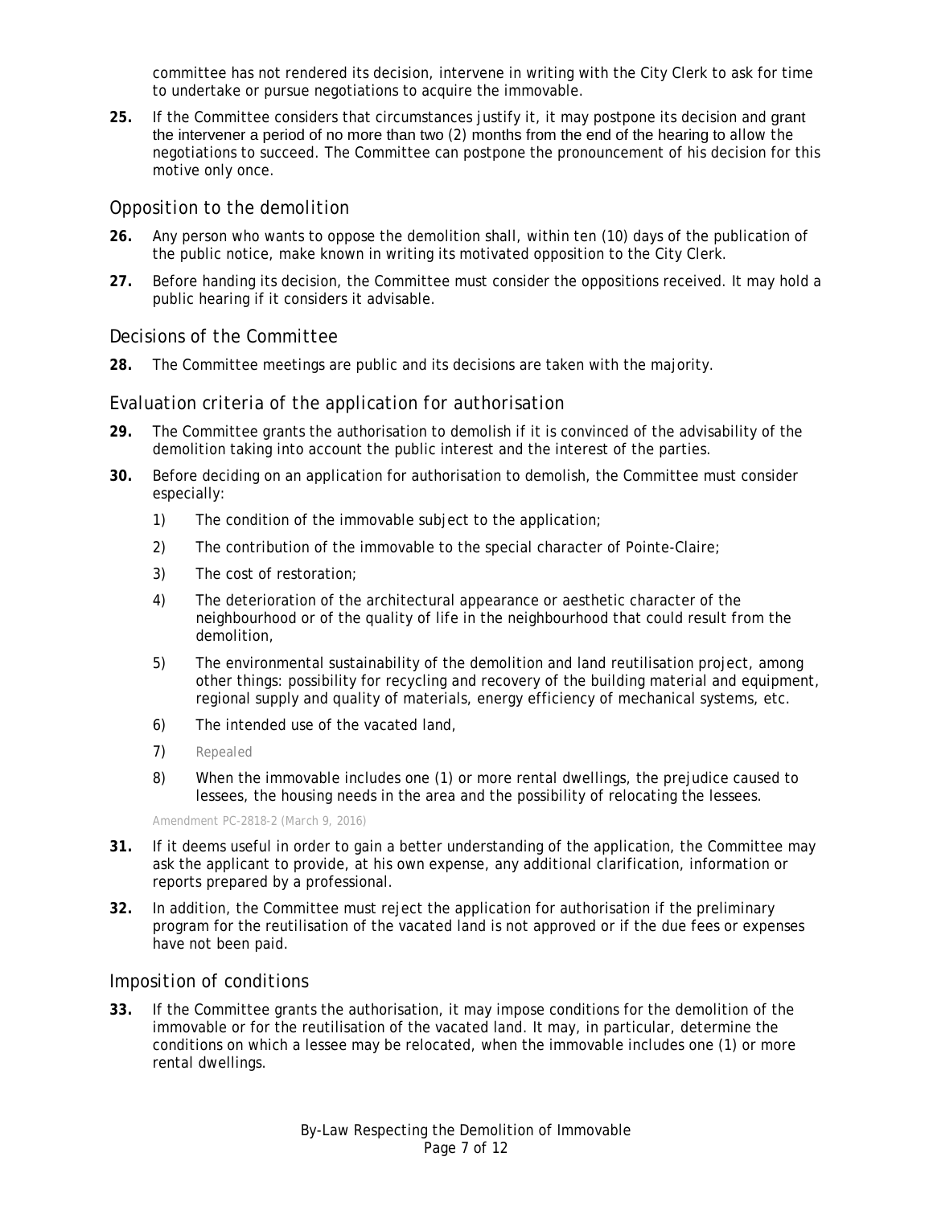committee has not rendered its decision, intervene in writing with the City Clerk to ask for time to undertake or pursue negotiations to acquire the immovable.

**25.** If the Committee considers that circumstances justify it, it may postpone its decision and grant the intervener a period of no more than two (2) months from the end of the hearing to allow the negotiations to succeed. The Committee can postpone the pronouncement of his decision for this motive only once.

## *Opposition to the demolition*

**26.** Any person who wants to oppose the demolition shall, within ten (10) days of the publication of the public notice, make known in writing its motivated opposition to the City Clerk.

**27.** Before handing its decision, the Committee must consider the oppositions received. It may hold a public hearing if it considers it advisable.

## *Decisions of the Committee*

**28.** The Committee meetings are public and its decisions are taken with the majority.

## *Evaluation criteria of the application for authorisation*

**29.** The Committee grants the authorisation to demolish if it is convinced of the advisability of the demolition taking into account the public interest and the interest of the parties.

**30.** Before deciding on an application for authorisation to demolish, the Committee must consider especially:

1) The condition of the immovable subject to the application;

2) The contribution of the immovable to the special character of Pointe-Claire;

3) The cost of restoration;

4) The deterioration of the architectural appearance or aesthetic character of the neighbourhood or of the quality of life in the neighbourhood that could result from the demolition,

5) The environmental sustainability of the demolition and land reutilisation project, among other things: possibility for recycling and recovery of the building material and equipment, regional supply and quality of materials, energy efficiency of mechanical systems, etc.

6) The intended use of the vacated land,

7) Repealed

8) When the immovable includes one (1) or more rental dwellings, the prejudice caused to lessees, the housing needs in the area and the possibility of relocating the lessees.

Amendment PC-2818-2 (March 9, 2016)

**31.** If it deems useful in order to gain a better understanding of the application, the Committee may ask the applicant to provide, at his own expense, any additional clarification, information or reports prepared by a professional.

**32.** In addition, the Committee must reject the application for authorisation if the preliminary program for the reutilisation of the vacated land is not approved or if the due fees or expenses have not been paid.

## *Imposition of conditions*

**33.** If the Committee grants the authorisation, it may impose conditions for the demolition of the immovable or for the reutilisation of the vacated land. It may, in particular, determine the conditions on which a lessee may be relocated, when the immovable includes one (1) or more rental dwellings.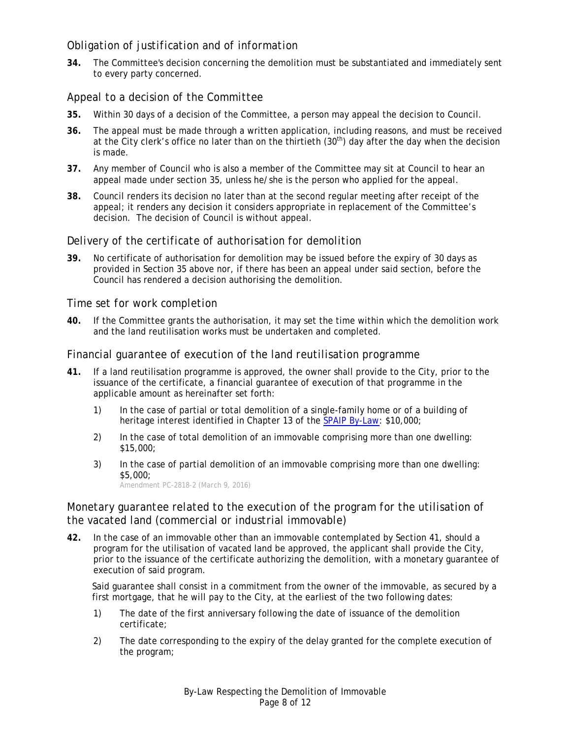## Obligation of justification and of information

**34.** The Committee's decision concerning the demolition must be substantiated and immediately sent to every party concerned.

## Appeal to a decision of the Committee

**35.** Within 30 days of a decision of the Committee, a person may appeal the decision to Council.

**36.** The appeal must be made through a written application, including reasons, and must be received at the City clerk's office no later than on the thirtieth (30th) day after the day when the decision is made.

**37.** Any member of Council who is also a member of the Committee may sit at Council to hear an appeal made under section 35, unless he/she is the person who applied for the appeal.

**38.** Council renders its decision no later than at the second regular meeting after receipt of the appeal; it renders any decision it considers appropriate in replacement of the Committee's decision. The decision of Council is without appeal.

## Delivery of the certificate of authorisation for demolition

**39.** No certificate of authorisation for demolition may be issued before the expiry of 30 days as provided in Section 35 above nor, if there has been an appeal under said section, before the Council has rendered a decision authorising the demolition.

## Time set for work completion

**40.** If the Committee grants the authorisation, it may set the time within which the demolition work and the land reutilisation works must be undertaken and completed.

## Financial guarantee of execution of the land reutilisation programme

**41.** If a land reutilisation programme is approved, the owner shall provide to the City, prior to the issuance of the certificate, a financial guarantee of execution of that programme in the applicable amount as hereinafter set forth:

1) In the case of partial or total demolition of a single-family home or of a building of heritage interest identified in Chapter 13 of the SPAIP By-Law: $10,000;

2) In the case of total demolition of an immovable comprising more than one dwelling: $15,000;

3) In the case of partial demolition of an immovable comprising more than one dwelling: $5,000;

Amendment PC-2818-2 (March 9, 2016)

## Monetary guarantee related to the execution of the program for the utilisation of the vacated land (commercial or industrial immovable)

**42.** In the case of an immovable other than an immovable contemplated by Section 41, should a program for the utilisation of vacated land be approved, the applicant shall provide the City, prior to the issuance of the certificate authorizing the demolition, with a monetary guarantee of execution of said program.

Said guarantee shall consist in a commitment from the owner of the immovable, as secured by a first mortgage, that he will pay to the City, at the earliest of the two following dates:

1) The date of the first anniversary following the date of issuance of the demolition certificate;

2) The date corresponding to the expiry of the delay granted for the complete execution of the program;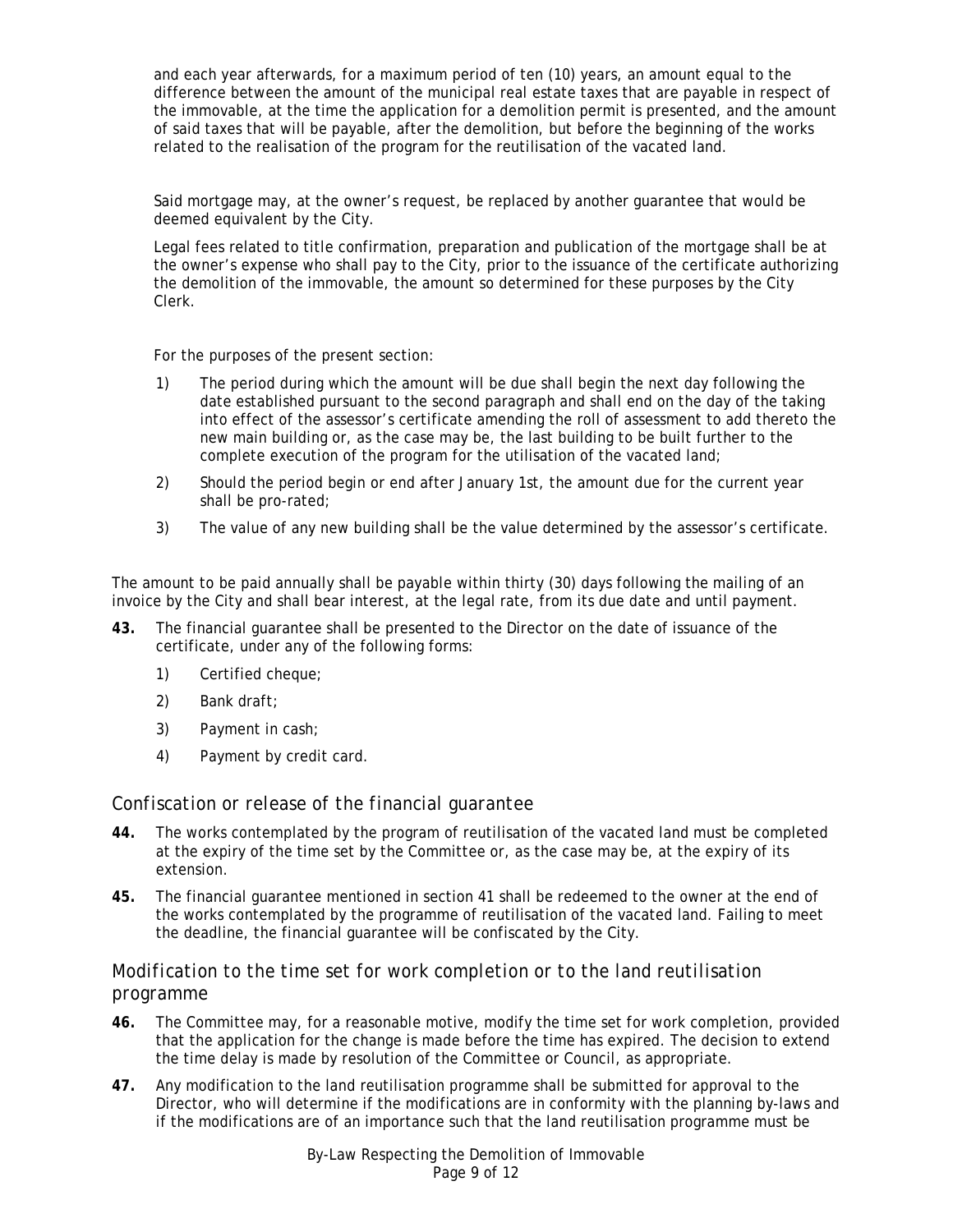and each year afterwards, for a maximum period of ten (10) years, an amount equal to the difference between the amount of the municipal real estate taxes that are payable in respect of the immovable, at the time the application for a demolition permit is presented, and the amount of said taxes that will be payable, after the demolition, but before the beginning of the works related to the realisation of the program for the reutilisation of the vacated land.

Said mortgage may, at the owner's request, be replaced by another guarantee that would be deemed equivalent by the City.

Legal fees related to title confirmation, preparation and publication of the mortgage shall be at the owner's expense who shall pay to the City, prior to the issuance of the certificate authorizing the demolition of the immovable, the amount so determined for these purposes by the City Clerk.

For the purposes of the present section:

1) The period during which the amount will be due shall begin the next day following the date established pursuant to the second paragraph and shall end on the day of the taking into effect of the assessor's certificate amending the roll of assessment to add thereto the new main building or, as the case may be, the last building to be built further to the complete execution of the program for the utilisation of the vacated land;
2) Should the period begin or end after January 1st, the amount due for the current year shall be pro-rated;
3) The value of any new building shall be the value determined by the assessor's certificate.

The amount to be paid annually shall be payable within thirty (30) days following the mailing of an invoice by the City and shall bear interest, at the legal rate, from its due date and until payment.

**43.** The financial guarantee shall be presented to the Director on the date of issuance of the certificate, under any of the following forms:

1) Certified cheque;
2) Bank draft;
3) Payment in cash;
4) Payment by credit card.

## *Confiscation or release of the financial guarantee*

**44.** The works contemplated by the program of reutilisation of the vacated land must be completed at the expiry of the time set by the Committee or, as the case may be, at the expiry of its extension.

**45.** The financial guarantee mentioned in section 41 shall be redeemed to the owner at the end of the works contemplated by the programme of reutilisation of the vacated land. Failing to meet the deadline, the financial guarantee will be confiscated by the City.

## *Modification to the time set for work completion or to the land reutilisation programme*

**46.** The Committee may, for a reasonable motive, modify the time set for work completion, provided that the application for the change is made before the time has expired. The decision to extend the time delay is made by resolution of the Committee or Council, as appropriate.

**47.** Any modification to the land reutilisation programme shall be submitted for approval to the Director, who will determine if the modifications are in conformity with the planning by-laws and if the modifications are of an importance such that the land reutilisation programme must be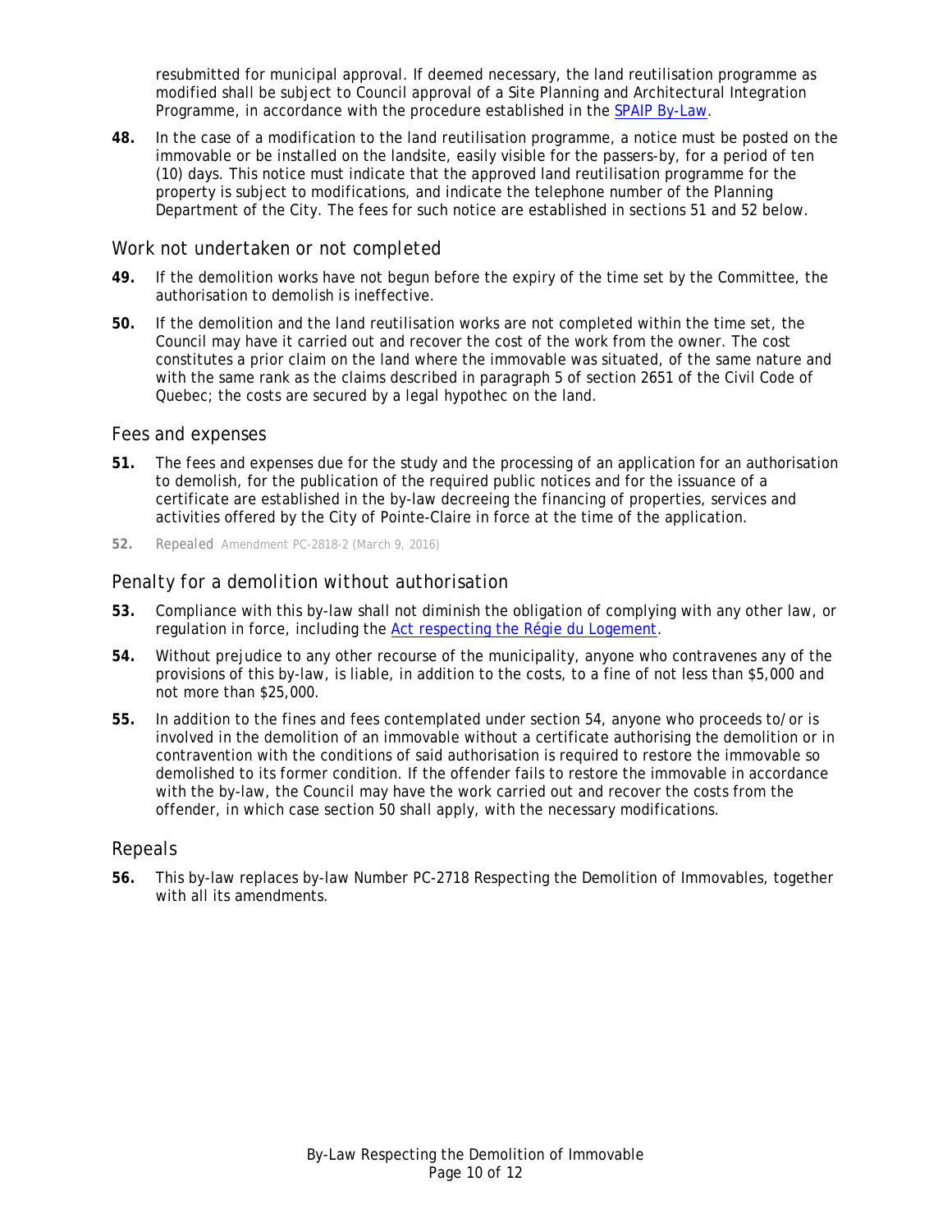resubmitted for municipal approval. If deemed necessary, the land reutilisation programme as modified shall be subject to Council approval of a Site Planning and Architectural Integration Programme, in accordance with the procedure established in the SPAIP By-Law.

**48.** In the case of a modification to the land reutilisation programme, a notice must be posted on the immovable or be installed on the landsite, easily visible for the passers-by, for a period of ten (10) days. This notice must indicate that the approved land reutilisation programme for the property is subject to modifications, and indicate the telephone number of the Planning Department of the City. The fees for such notice are established in sections 51 and 52 below.

## Work not undertaken or not completed

**49.** If the demolition works have not begun before the expiry of the time set by the Committee, the authorisation to demolish is ineffective.

**50.** If the demolition and the land reutilisation works are not completed within the time set, the Council may have it carried out and recover the cost of the work from the owner. The cost constitutes a prior claim on the land where the immovable was situated, of the same nature and with the same rank as the claims described in paragraph 5 of section 2651 of the Civil Code of Quebec; the costs are secured by a legal hypothec on the land.

## Fees and expenses

**51.** The fees and expenses due for the study and the processing of an application for an authorisation to demolish, for the publication of the required public notices and for the issuance of a certificate are established in the by-law decreeing the financing of properties, services and activities offered by the City of Pointe-Claire in force at the time of the application.

**52.** Repealed Amendment PC-2818-2 (March 9, 2016)

## Penalty for a demolition without authorisation

**53.** Compliance with this by-law shall not diminish the obligation of complying with any other law, or regulation in force, including the Act respecting the Régie du Logement.

**54.** Without prejudice to any other recourse of the municipality, anyone who contravenes any of the provisions of this by-law, is liable, in addition to the costs, to a fine of not less than $5,000 and not more than $25,000.

**55.** In addition to the fines and fees contemplated under section 54, anyone who proceeds to/or is involved in the demolition of an immovable without a certificate authorising the demolition or in contravention with the conditions of said authorisation is required to restore the immovable so demolished to its former condition. If the offender fails to restore the immovable in accordance with the by-law, the Council may have the work carried out and recover the costs from the offender, in which case section 50 shall apply, with the necessary modifications.

## Repeals

**56.** This by-law replaces by-law Number PC-2718 Respecting the Demolition of Immovables, together with all its amendments.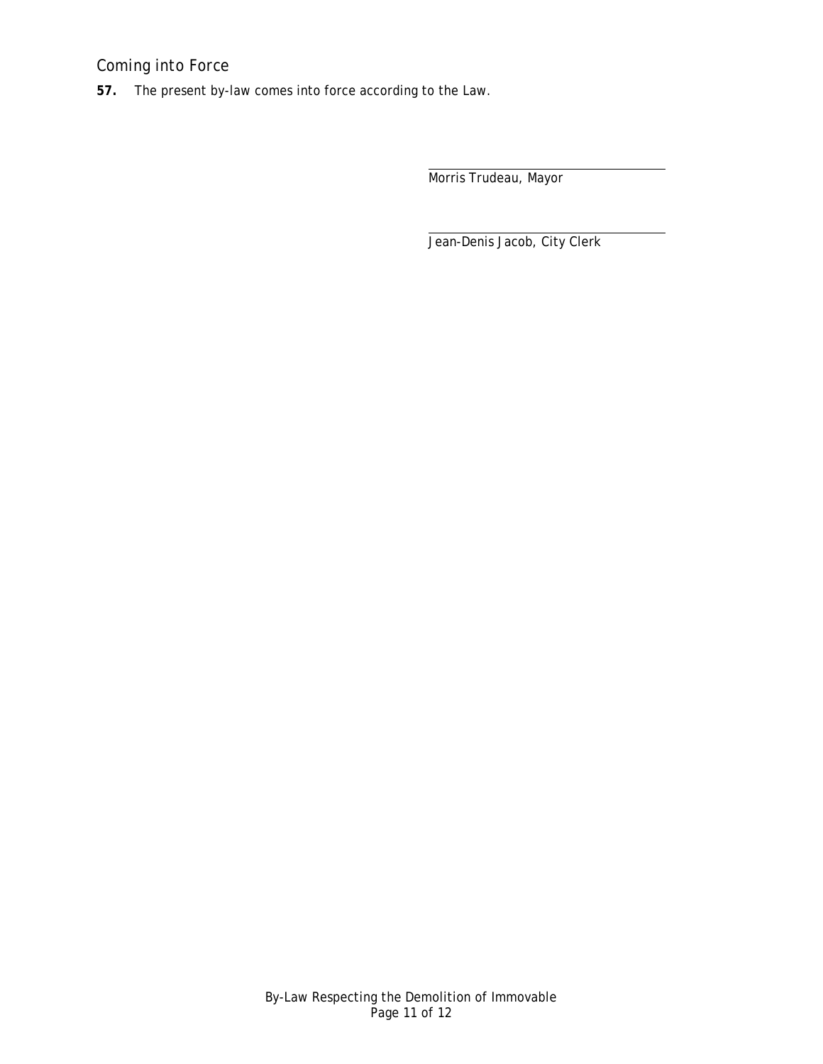## Coming into Force

**57.** The present by-law comes into force according to the Law.

Morris Trudeau, Mayor

Jean-Denis Jacob, City Clerk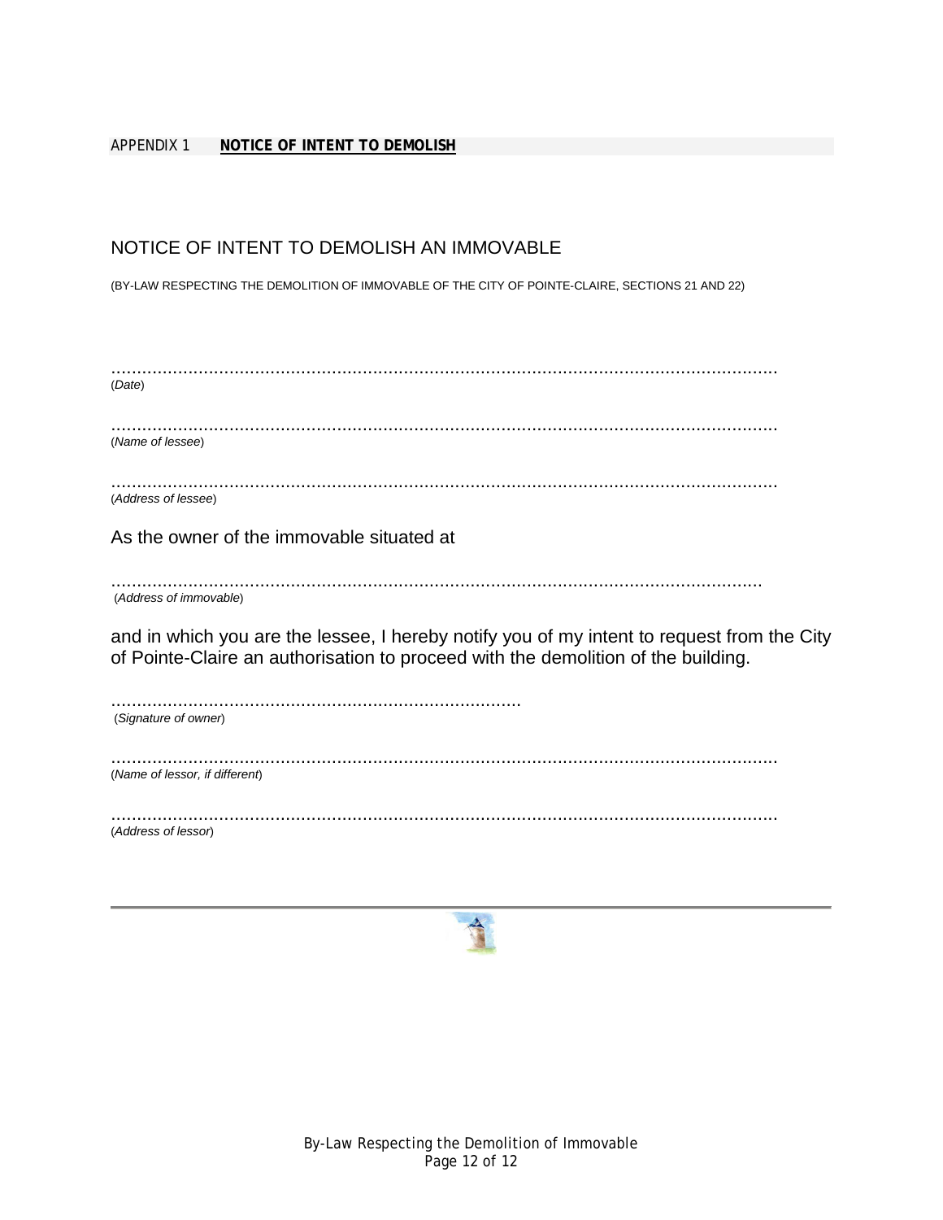APPENDIX 1 **NOTICE OF INTENT TO DEMOLISH**

# NOTICE OF INTENT TO DEMOLISH AN IMMOVABLE

(BY-LAW RESPECTING THE DEMOLITION OF IMMOVABLE OF THE CITY OF POINTE-CLAIRE, SECTIONS 21 AND 22)

.......................................................................................................................
(*Date*)

.......................................................................................................................
(*Name of lessee*)

.......................................................................................................................
(*Address of lessee*)

As the owner of the immovable situated at

.......................................................................................................................
(*Address of immovable*)

and in which you are the lessee, I hereby notify you of my intent to request from the City of Pointe-Claire an authorisation to proceed with the demolition of the building.

...............................................................................
(*Signature of owner*)

.......................................................................................................................
(*Name of lessor, if different*)

.......................................................................................................................
(*Address of lessor*)